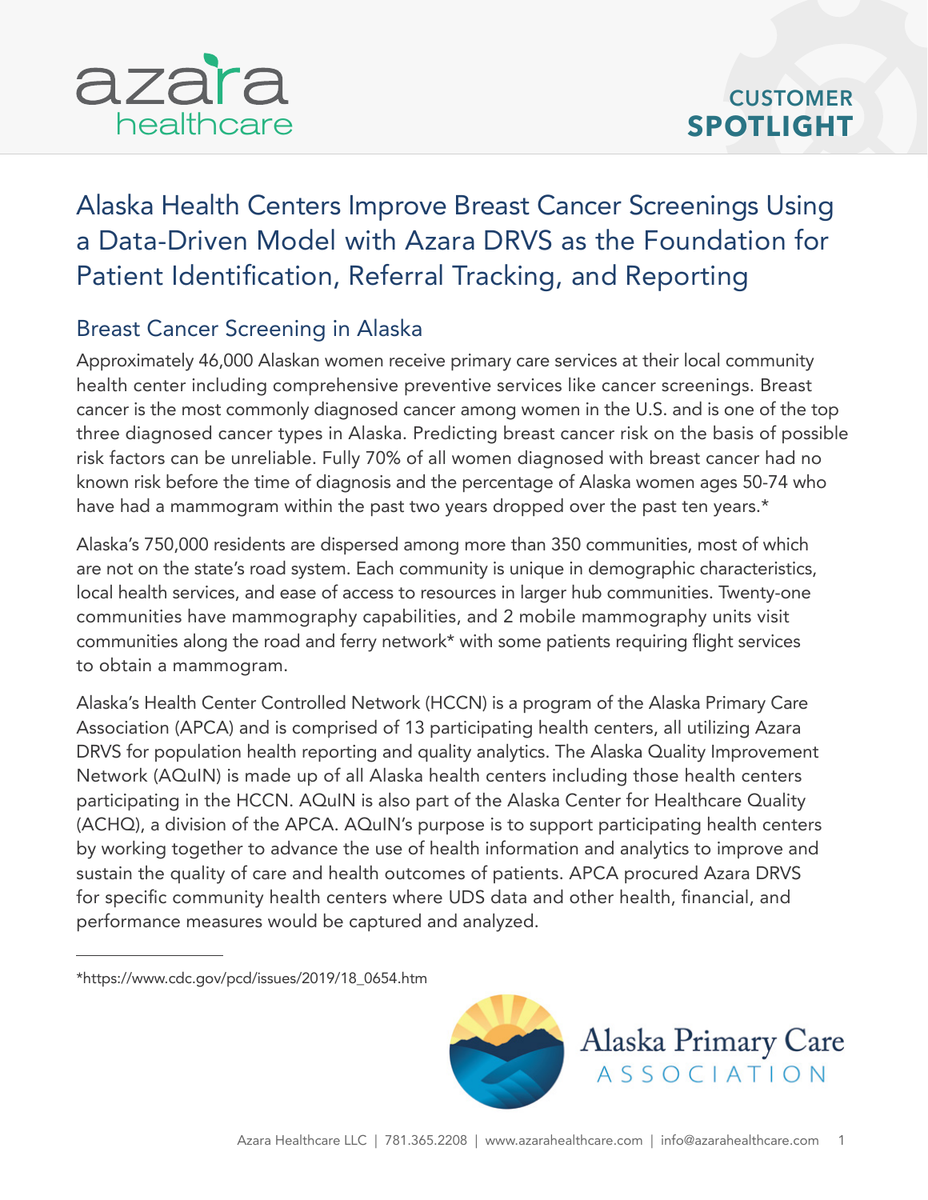# Alaska Health Centers Improve Breast Cancer Screenings Using a Data-Driven Model with Azara DRVS as the Foundation for Patient Identification, Referral Tracking, and Reporting

## Breast Cancer Screening in Alaska

Approximately 46,000 Alaskan women receive primary care services at their local community health center including comprehensive preventive services like cancer screenings. Breast cancer is the most commonly diagnosed cancer among women in the U.S. and is one of the top three diagnosed cancer types in Alaska. Predicting breast cancer risk on the basis of possible risk factors can be unreliable. Fully 70% of all women diagnosed with breast cancer had no known risk before the time of diagnosis and the percentage of Alaska women ages 50-74 who have had a mammogram within the past two years dropped over the past ten years.*

Alaska's 750,000 residents are dispersed among more than 350 communities, most of which are not on the state's road system. Each community is unique in demographic characteristics, local health services, and ease of access to resources in larger hub communities. Twenty-one communities have mammography capabilities, and 2 mobile mammography units visit communities along the road and ferry network* with some patients requiring flight services to obtain a mammogram.

Alaska's Health Center Controlled Network (HCCN) is a program of the Alaska Primary Care Association (APCA) and is comprised of 13 participating health centers, all utilizing Azara DRVS for population health reporting and quality analytics. The Alaska Quality Improvement Network (AQuIN) is made up of all Alaska health centers including those health centers participating in the HCCN. AQuIN is also part of the Alaska Center for Healthcare Quality (ACHQ), a division of the APCA. AQuIN's purpose is to support participating health centers by working together to advance the use of health information and analytics to improve and sustain the quality of care and health outcomes of patients. APCA procured Azara DRVS for specific community health centers where UDS data and other health, financial, and performance measures would be captured and analyzed.

*https://www.cdc.gov/pcd/issues/2019/18_0654.htm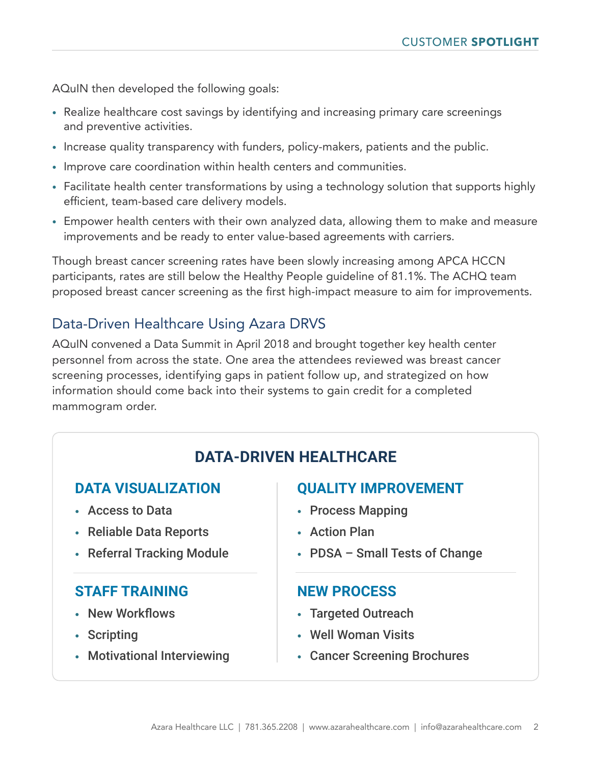AQuIN then developed the following goals:

- Realize healthcare cost savings by identifying and increasing primary care screenings and preventive activities.
- Increase quality transparency with funders, policy-makers, patients and the public.
- Improve care coordination within health centers and communities.
- Facilitate health center transformations by using a technology solution that supports highly efficient, team-based care delivery models.
- Empower health centers with their own analyzed data, allowing them to make and measure improvements and be ready to enter value-based agreements with carriers.

Though breast cancer screening rates have been slowly increasing among APCA HCCN participants, rates are still below the Healthy People guideline of 81.1%. The ACHQ team proposed breast cancer screening as the first high-impact measure to aim for improvements.

## Data-Driven Healthcare Using Azara DRVS

AQuIN convened a Data Summit in April 2018 and brought together key health center personnel from across the state. One area the attendees reviewed was breast cancer screening processes, identifying gaps in patient follow up, and strategized on how information should come back into their systems to gain credit for a completed mammogram order.

### DATA-DRIVEN HEALTHCARE

#### DATA VISUALIZATION

- Access to Data
- Reliable Data Reports
- Referral Tracking Module

#### STAFF TRAINING

- New Workflows
- Scripting
- Motivational Interviewing

#### QUALITY IMPROVEMENT

- Process Mapping
- Action Plan
- PDSA – Small Tests of Change

#### NEW PROCESS

- Targeted Outreach
- Well Woman Visits
- Cancer Screening Brochures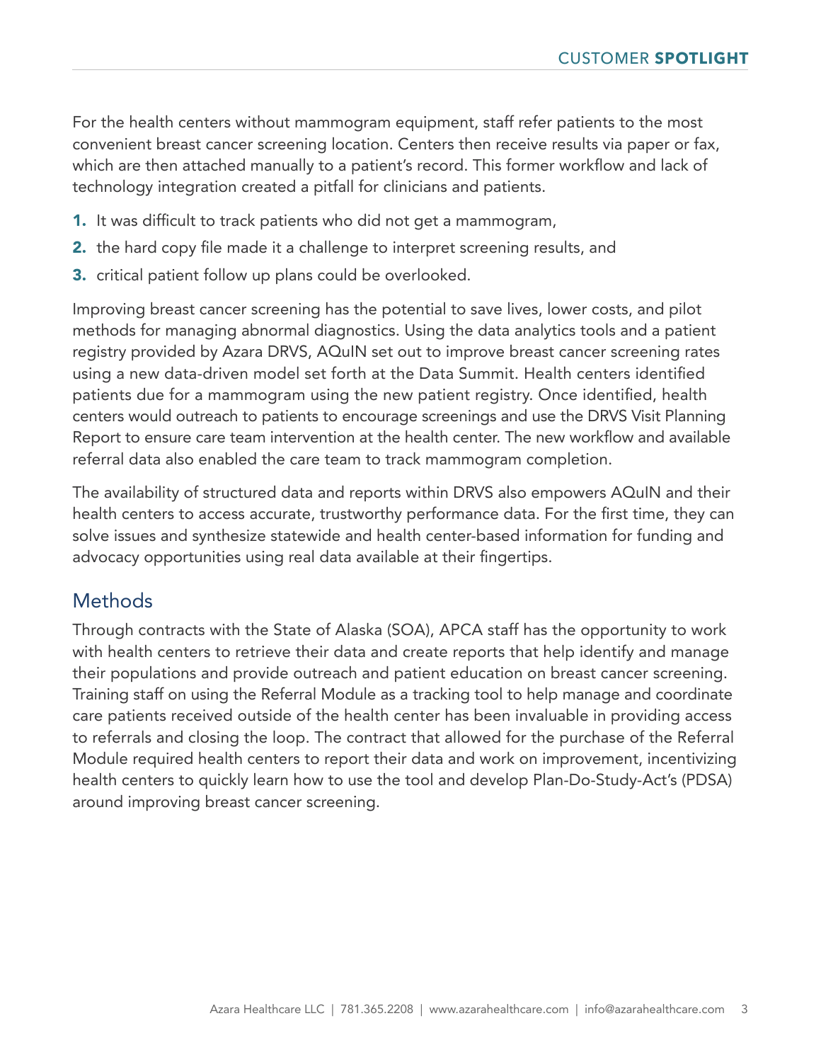For the health centers without mammogram equipment, staff refer patients to the most convenient breast cancer screening location. Centers then receive results via paper or fax, which are then attached manually to a patient's record. This former workflow and lack of technology integration created a pitfall for clinicians and patients.

1. It was difficult to track patients who did not get a mammogram,
2. the hard copy file made it a challenge to interpret screening results, and
3. critical patient follow up plans could be overlooked.

Improving breast cancer screening has the potential to save lives, lower costs, and pilot methods for managing abnormal diagnostics. Using the data analytics tools and a patient registry provided by Azara DRVS, AQuIN set out to improve breast cancer screening rates using a new data-driven model set forth at the Data Summit. Health centers identified patients due for a mammogram using the new patient registry. Once identified, health centers would outreach to patients to encourage screenings and use the DRVS Visit Planning Report to ensure care team intervention at the health center. The new workflow and available referral data also enabled the care team to track mammogram completion.

The availability of structured data and reports within DRVS also empowers AQuIN and their health centers to access accurate, trustworthy performance data. For the first time, they can solve issues and synthesize statewide and health center-based information for funding and advocacy opportunities using real data available at their fingertips.

## Methods

Through contracts with the State of Alaska (SOA), APCA staff has the opportunity to work with health centers to retrieve their data and create reports that help identify and manage their populations and provide outreach and patient education on breast cancer screening. Training staff on using the Referral Module as a tracking tool to help manage and coordinate care patients received outside of the health center has been invaluable in providing access to referrals and closing the loop. The contract that allowed for the purchase of the Referral Module required health centers to report their data and work on improvement, incentivizing health centers to quickly learn how to use the tool and develop Plan-Do-Study-Act's (PDSA) around improving breast cancer screening.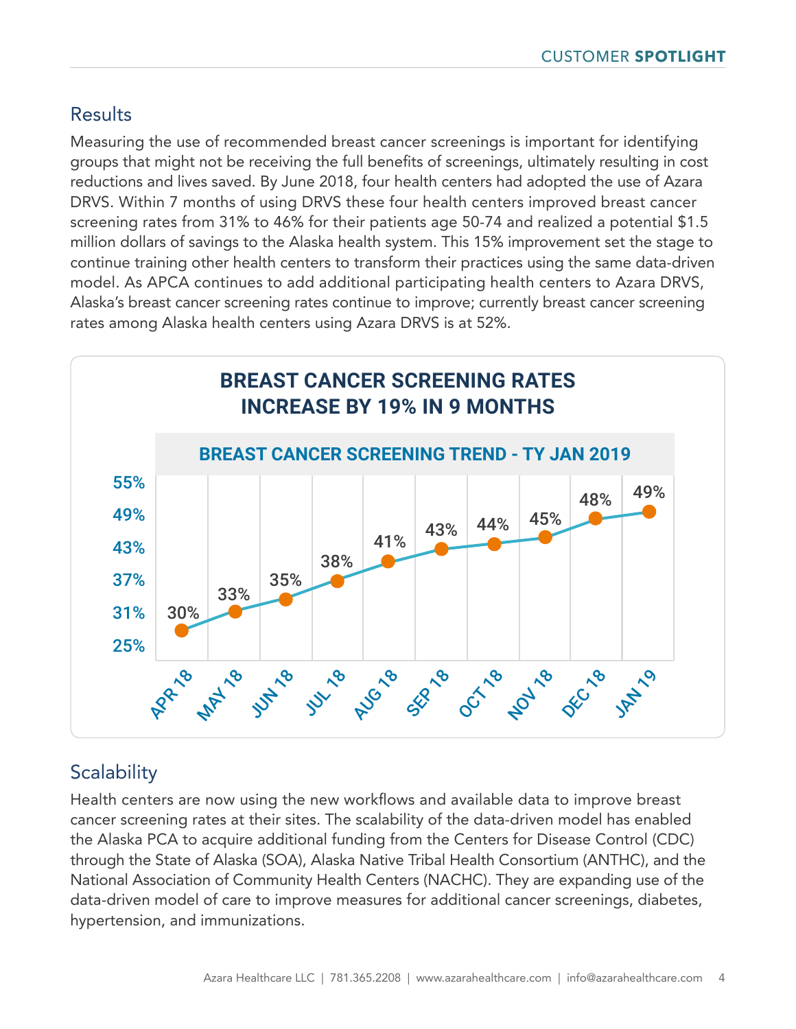## Results

Measuring the use of recommended breast cancer screenings is important for identifying groups that might not be receiving the full benefits of screenings, ultimately resulting in cost reductions and lives saved. By June 2018, four health centers had adopted the use of Azara DRVS. Within 7 months of using DRVS these four health centers improved breast cancer screening rates from 31% to 46% for their patients age 50-74 and realized a potential $1.5 million dollars of savings to the Alaska health system. This 15% improvement set the stage to continue training other health centers to transform their practices using the same data-driven model. As APCA continues to add additional participating health centers to Azara DRVS, Alaska's breast cancer screening rates continue to improve; currently breast cancer screening rates among Alaska health centers using Azara DRVS is at 52%.

**BREAST CANCER SCREENING RATES INCREASE BY 19% IN 9 MONTHS**

BREAST CANCER SCREENING TREND - TY JAN 2019

55%
49%
43%
37%
31%
25%

30%
33%
35%
38%
41%
43%
44%
45%
48%
49%

APR 18
MAY 18
JUN 18
JUL 18
AUG 18
SEP 18
OCT 18
NOV 18
DEC 18
JAN 19

## Scalability

Health centers are now using the new workflows and available data to improve breast cancer screening rates at their sites. The scalability of the data-driven model has enabled the Alaska PCA to acquire additional funding from the Centers for Disease Control (CDC) through the State of Alaska (SOA), Alaska Native Tribal Health Consortium (ANTHC), and the National Association of Community Health Centers (NACHC). They are expanding use of the data-driven model of care to improve measures for additional cancer screenings, diabetes, hypertension, and immunizations.